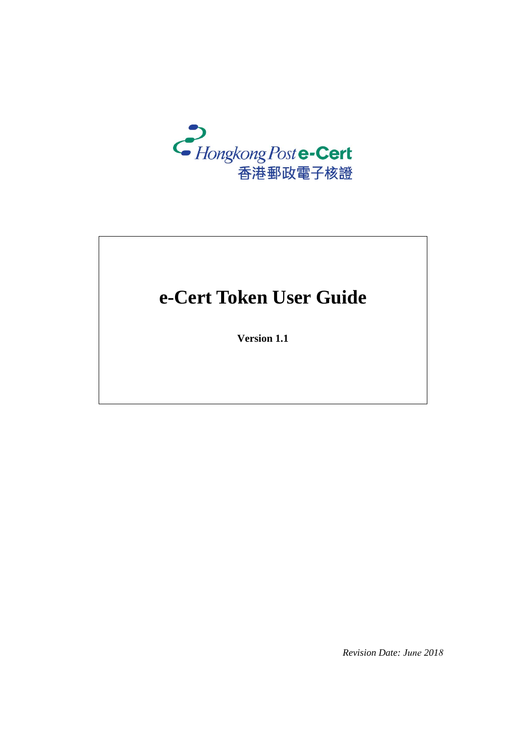Hongkong Post e-Cert
香港郵政電子核證

# e-Cert Token User Guide

**Version 1.1**

*Revision Date: June 2018*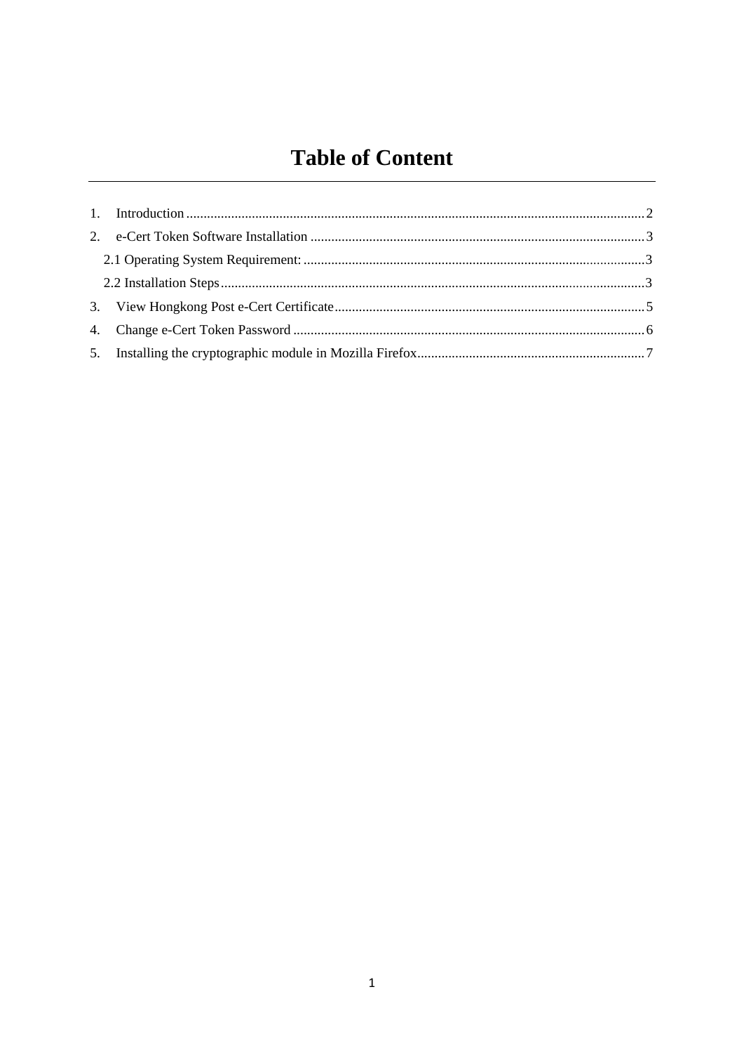# Table of Content

1. Introduction .......... 2
2. e-Cert Token Software Installation .......... 3
   - 2.1 Operating System Requirement: .......... 3
   - 2.2 Installation Steps .......... 3
3. View Hongkong Post e-Cert Certificate .......... 5
4. Change e-Cert Token Password .......... 6
5. Installing the cryptographic module in Mozilla Firefox .......... 7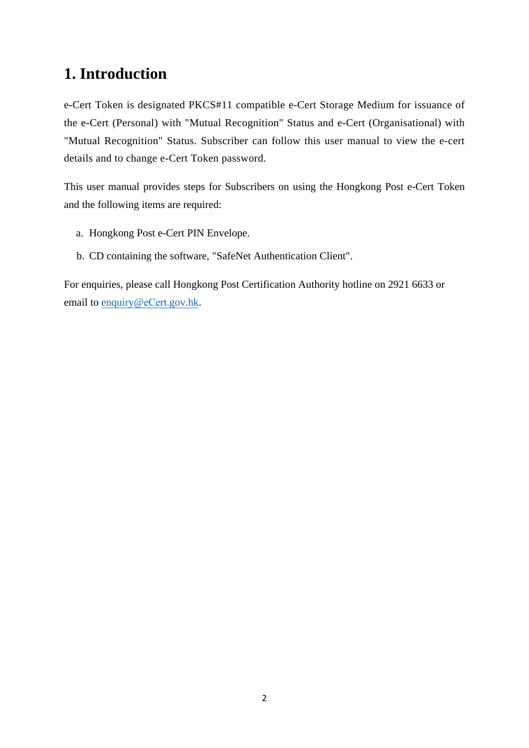# 1. Introduction

e-Cert Token is designated PKCS#11 compatible e-Cert Storage Medium for issuance of the e-Cert (Personal) with "Mutual Recognition" Status and e-Cert (Organisational) with "Mutual Recognition" Status. Subscriber can follow this user manual to view the e-cert details and to change e-Cert Token password.

This user manual provides steps for Subscribers on using the Hongkong Post e-Cert Token and the following items are required:

a. Hongkong Post e-Cert PIN Envelope.

b. CD containing the software, "SafeNet Authentication Client".

For enquiries, please call Hongkong Post Certification Authority hotline on 2921 6633 or email to enquiry@eCert.gov.hk.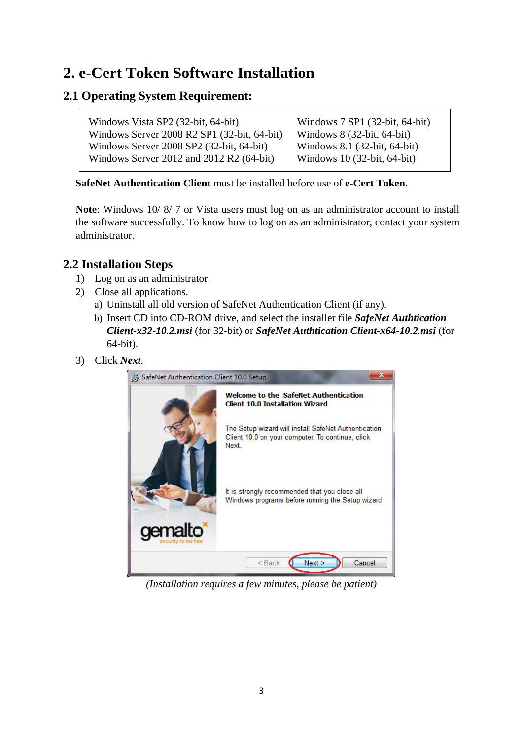# 2. e-Cert Token Software Installation

## 2.1 Operating System Requirement:

| | |
|---|---|
| Windows Vista SP2 (32-bit, 64-bit) | Windows 7 SP1 (32-bit, 64-bit) |
| Windows Server 2008 R2 SP1 (32-bit, 64-bit) | Windows 8 (32-bit, 64-bit) |
| Windows Server 2008 SP2 (32-bit, 64-bit) | Windows 8.1 (32-bit, 64-bit) |
| Windows Server 2012 and 2012 R2 (64-bit) | Windows 10 (32-bit, 64-bit) |

**SafeNet Authentication Client** must be installed before use of **e-Cert Token**.

**Note**: Windows 10/ 8/ 7 or Vista users must log on as an administrator account to install the software successfully. To know how to log on as an administrator, contact your system administrator.

## 2.2 Installation Steps

1) Log on as an administrator.
2) Close all applications.
   a) Uninstall all old version of SafeNet Authentication Client (if any).
   b) Insert CD into CD-ROM drive, and select the installer file ***SafeNet Authtication Client-x32-10.2.msi*** (for 32-bit) or ***SafeNet Authtication Client-x64-10.2.msi*** (for 64-bit).
3) Click ***Next***.

*(Installation requires a few minutes, please be patient)*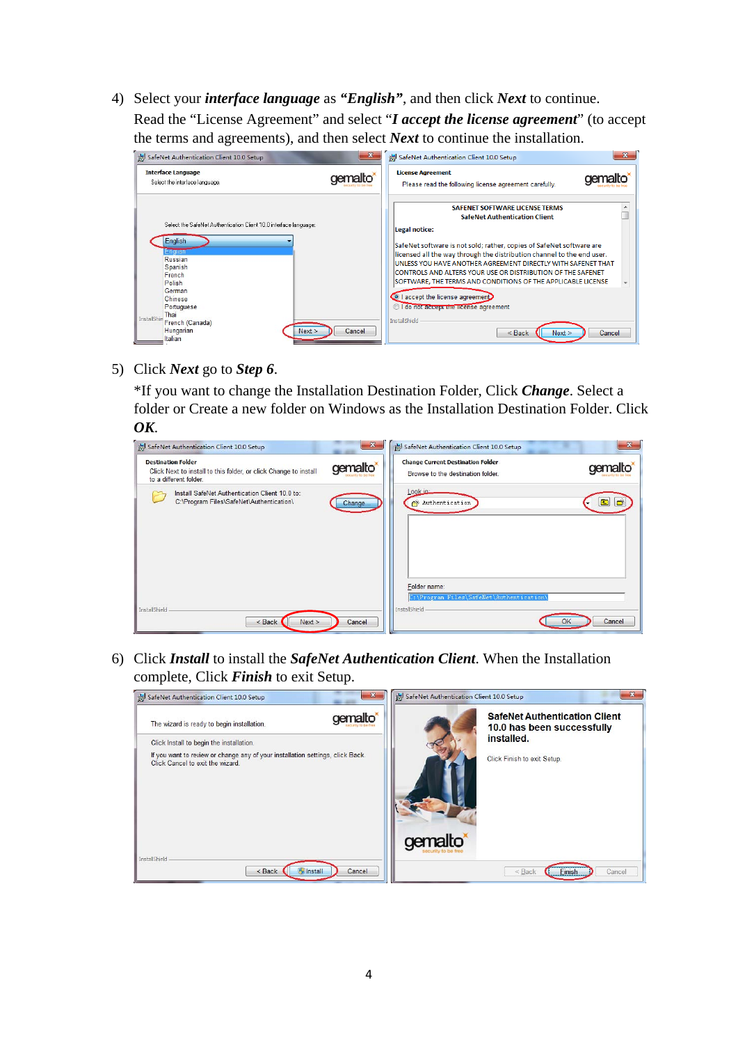4) Select your ***interface language*** as ***"English"***, and then click ***Next*** to continue. Read the "License Agreement" and select "***I accept the license agreement***" (to accept the terms and agreements), and then select ***Next*** to continue the installation.

5) Click ***Next*** go to ***Step 6***.
   *If you want to change the Installation Destination Folder, Click ***Change***. Select a folder or Create a new folder on Windows as the Installation Destination Folder. Click ***OK***.

6) Click ***Install*** to install the ***SafeNet Authentication Client***. When the Installation complete, Click ***Finish*** to exit Setup.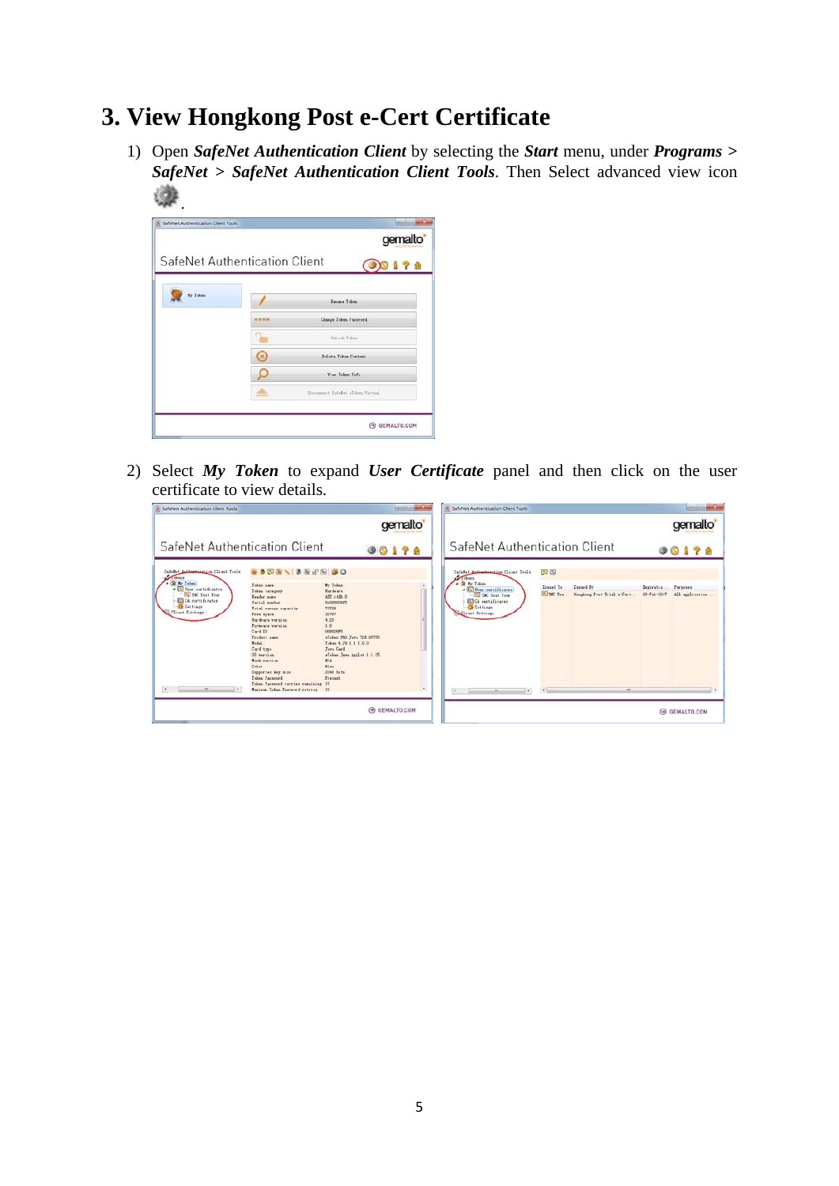# 3. View Hongkong Post e-Cert Certificate

1) Open ***SafeNet Authentication Client*** by selecting the ***Start*** menu, under ***Programs > SafeNet > SafeNet Authentication Client Tools***. Then Select advanced view icon .

2) Select ***My Token*** to expand ***User Certificate*** panel and then click on the user certificate to view details.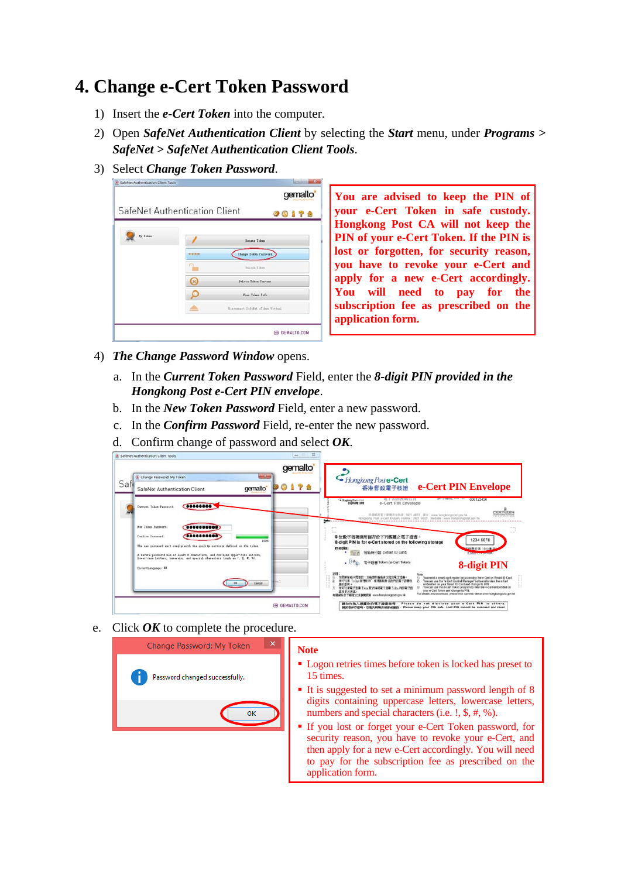## 4. Change e-Cert Token Password

1) Insert the ***e-Cert Token*** into the computer.
2) Open ***SafeNet Authentication Client*** by selecting the ***Start*** menu, under ***Programs > SafeNet > SafeNet Authentication Client Tools***.
3) Select ***Change Token Password***.

**You are advised to keep the PIN of your e-Cert Token in safe custody. Hongkong Post CA will not keep the PIN of your e-Cert Token. If the PIN is lost or forgotten, for security reason, you have to revoke your e-Cert and apply for a new e-Cert accordingly. You will need to pay for the subscription fee as prescribed on the application form.**

4) ***The Change Password Window*** opens.
   a. In the ***Current Token Password*** Field, enter the ***8-digit PIN provided in the Hongkong Post e-Cert PIN envelope***.
   b. In the ***New Token Password*** Field, enter a new password.
   c. In the ***Confirm Password*** Field, re-enter the new password.
   d. Confirm change of password and select ***OK***.

**e-Cert PIN Envelope**

**8-digit PIN**

e. Click ***OK*** to complete the procedure.

**Note**

- Logon retries times before token is locked has preset to 15 times.
- It is suggested to set a minimum password length of 8 digits containing uppercase letters, lowercase letters, numbers and special characters (i.e. !, $, #, %).
- If you lost or forget your e-Cert Token password, for security reason, you have to revoke your e-Cert, and then apply for a new e-Cert accordingly. You will need to pay for the subscription fee as prescribed on the application form.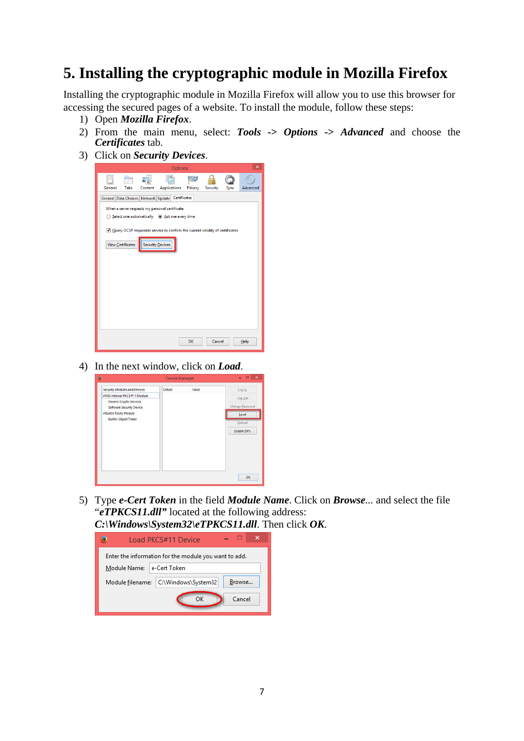# 5. Installing the cryptographic module in Mozilla Firefox

Installing the cryptographic module in Mozilla Firefox will allow you to use this browser for accessing the secured pages of a website. To install the module, follow these steps:

1) Open ***Mozilla Firefox***.
2) From the main menu, select: ***Tools*** **->** ***Options*** **->** ***Advanced*** and choose the ***Certificates*** tab.
3) Click on ***Security Devices***.
4) In the next window, click on ***Load***.
5) Type ***e-Cert Token*** in the field ***Module Name***. Click on ***Browse***... and select the file "***eTPKCS11.dll***" located at the following address: ***C:\Windows\System32\eTPKCS11.dll***. Then click ***OK***.